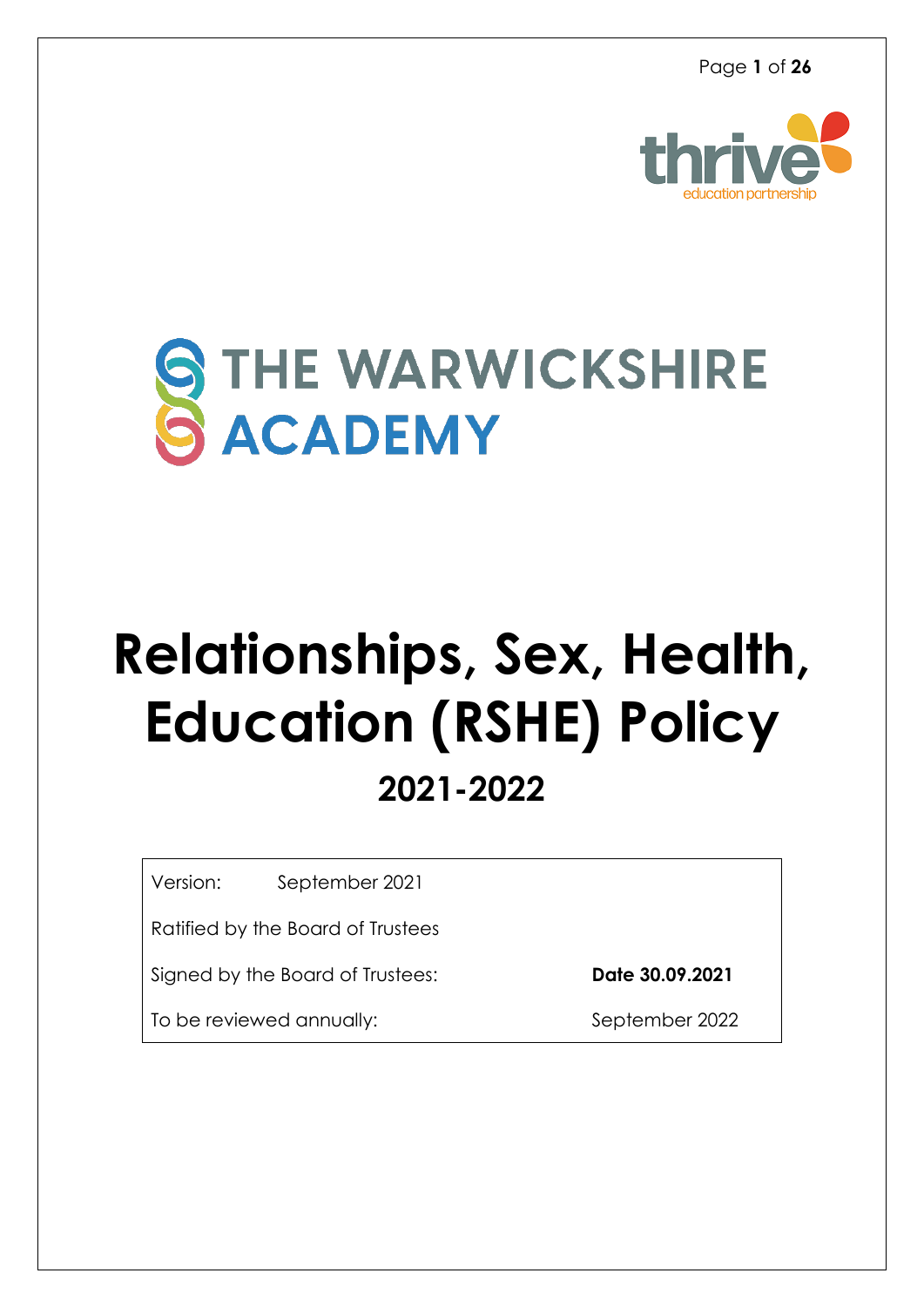thrive
education partnership

THE WARWICKSHIRE ACADEMY

# Relationships, Sex, Health, Education (RSHE) Policy

## 2021-2022

| | |
|---|---|
| Version: September 2021 | |
| Ratified by the Board of Trustees | |
| Signed by the Board of Trustees: | **Date 30.09.2021** |
| To be reviewed annually: | September 2022 |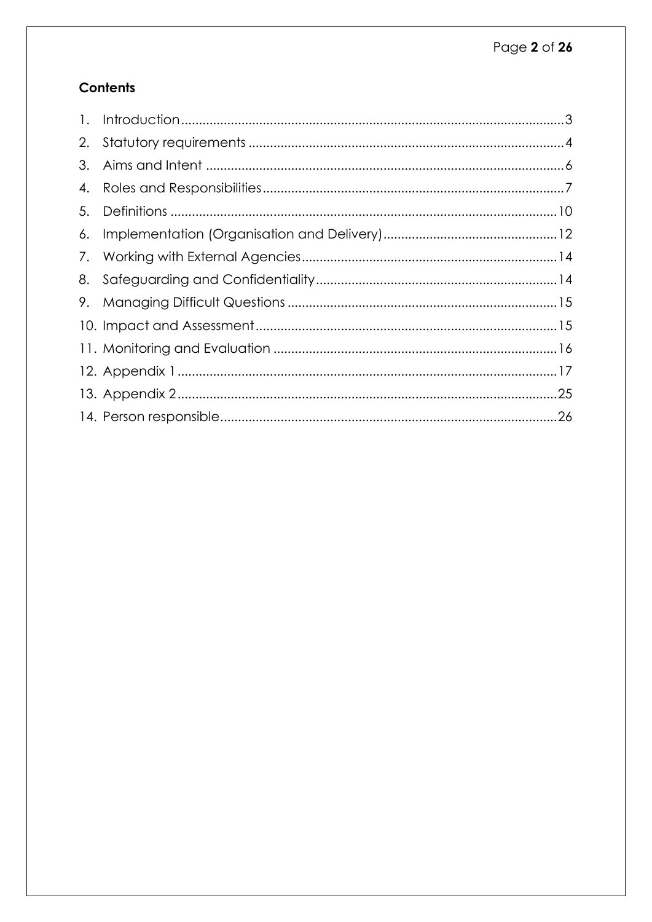## Contents

1. Introduction ... 3
2. Statutory requirements ... 4
3. Aims and Intent ... 6
4. Roles and Responsibilities ... 7
5. Definitions ... 10
6. Implementation (Organisation and Delivery) ... 12
7. Working with External Agencies ... 14
8. Safeguarding and Confidentiality ... 14
9. Managing Difficult Questions ... 15
10. Impact and Assessment ... 15
11. Monitoring and Evaluation ... 16
12. Appendix 1 ... 17
13. Appendix 2 ... 25
14. Person responsible ... 26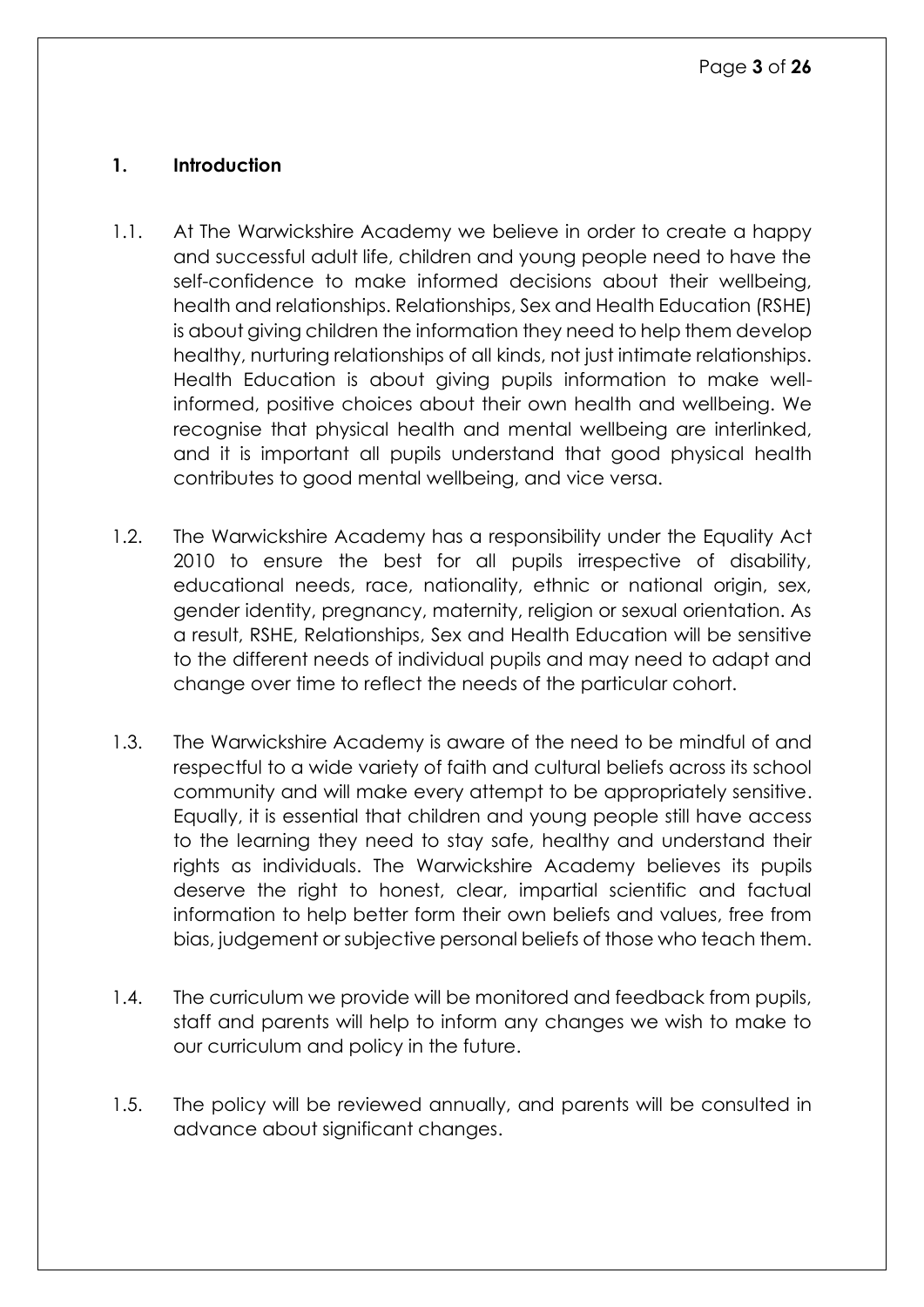## 1. Introduction

1.1. At The Warwickshire Academy we believe in order to create a happy and successful adult life, children and young people need to have the self-confidence to make informed decisions about their wellbeing, health and relationships. Relationships, Sex and Health Education (RSHE) is about giving children the information they need to help them develop healthy, nurturing relationships of all kinds, not just intimate relationships. Health Education is about giving pupils information to make well-informed, positive choices about their own health and wellbeing. We recognise that physical health and mental wellbeing are interlinked, and it is important all pupils understand that good physical health contributes to good mental wellbeing, and vice versa.

1.2. The Warwickshire Academy has a responsibility under the Equality Act 2010 to ensure the best for all pupils irrespective of disability, educational needs, race, nationality, ethnic or national origin, sex, gender identity, pregnancy, maternity, religion or sexual orientation. As a result, RSHE, Relationships, Sex and Health Education will be sensitive to the different needs of individual pupils and may need to adapt and change over time to reflect the needs of the particular cohort.

1.3. The Warwickshire Academy is aware of the need to be mindful of and respectful to a wide variety of faith and cultural beliefs across its school community and will make every attempt to be appropriately sensitive. Equally, it is essential that children and young people still have access to the learning they need to stay safe, healthy and understand their rights as individuals. The Warwickshire Academy believes its pupils deserve the right to honest, clear, impartial scientific and factual information to help better form their own beliefs and values, free from bias, judgement or subjective personal beliefs of those who teach them.

1.4. The curriculum we provide will be monitored and feedback from pupils, staff and parents will help to inform any changes we wish to make to our curriculum and policy in the future.

1.5. The policy will be reviewed annually, and parents will be consulted in advance about significant changes.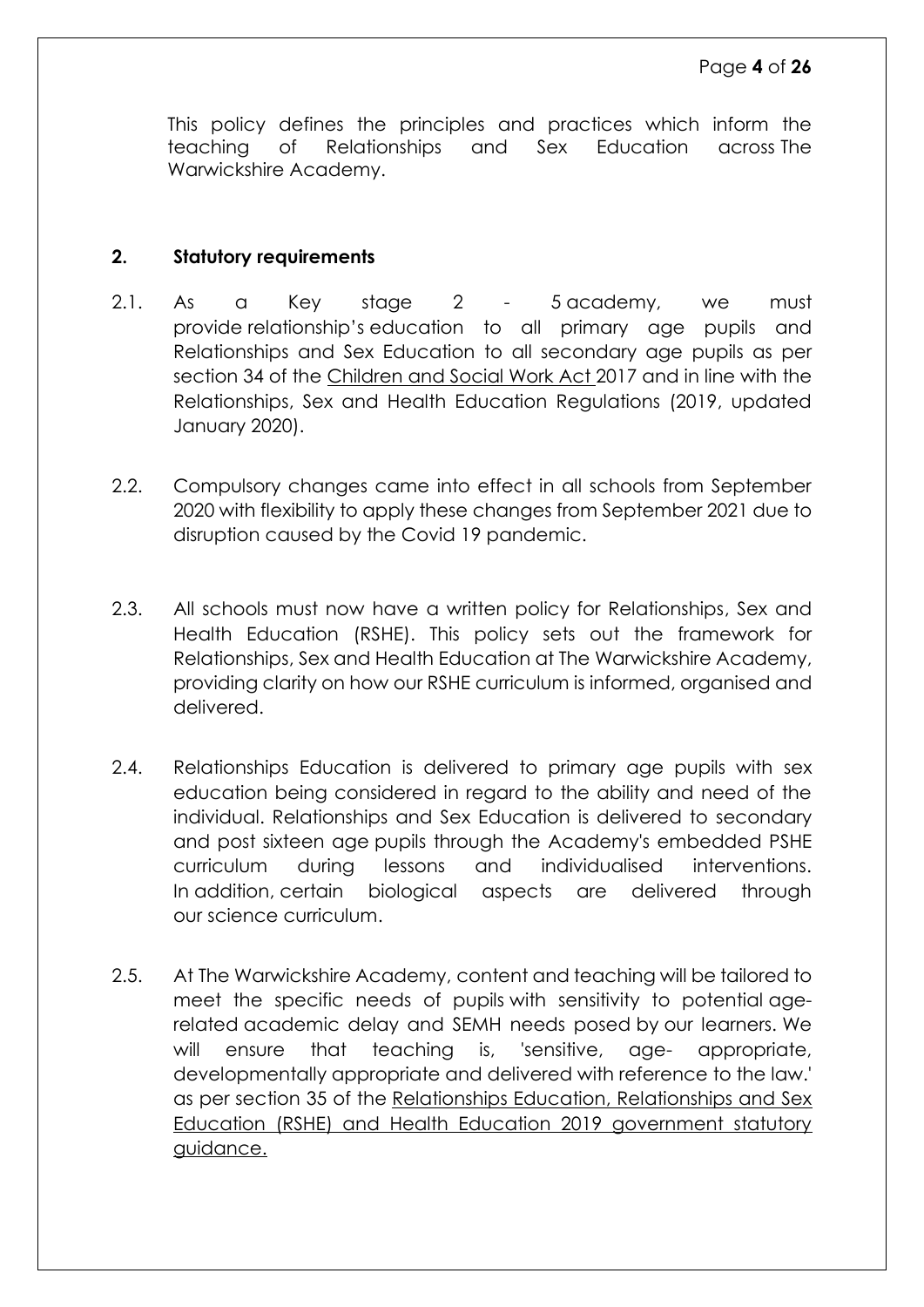This policy defines the principles and practices which inform the teaching of Relationships and Sex Education across The Warwickshire Academy.

## 2. Statutory requirements

2.1. As a Key stage 2 - 5 academy, we must provide relationship's education to all primary age pupils and Relationships and Sex Education to all secondary age pupils as per section 34 of the Children and Social Work Act 2017 and in line with the Relationships, Sex and Health Education Regulations (2019, updated January 2020).

2.2. Compulsory changes came into effect in all schools from September 2020 with flexibility to apply these changes from September 2021 due to disruption caused by the Covid 19 pandemic.

2.3. All schools must now have a written policy for Relationships, Sex and Health Education (RSHE). This policy sets out the framework for Relationships, Sex and Health Education at The Warwickshire Academy, providing clarity on how our RSHE curriculum is informed, organised and delivered.

2.4. Relationships Education is delivered to primary age pupils with sex education being considered in regard to the ability and need of the individual. Relationships and Sex Education is delivered to secondary and post sixteen age pupils through the Academy's embedded PSHE curriculum during lessons and individualised interventions. In addition, certain biological aspects are delivered through our science curriculum.

2.5. At The Warwickshire Academy, content and teaching will be tailored to meet the specific needs of pupils with sensitivity to potential age-related academic delay and SEMH needs posed by our learners. We will ensure that teaching is, 'sensitive, age- appropriate, developmentally appropriate and delivered with reference to the law.' as per section 35 of the Relationships Education, Relationships and Sex Education (RSHE) and Health Education 2019 government statutory guidance.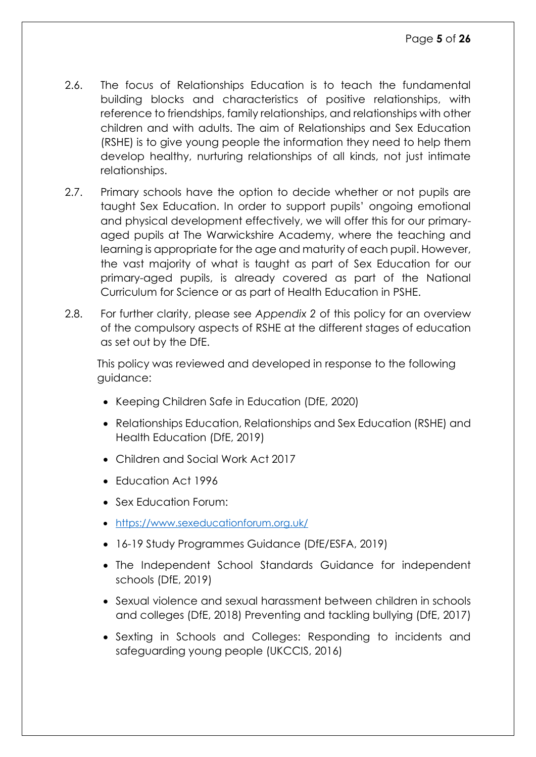2.6. The focus of Relationships Education is to teach the fundamental building blocks and characteristics of positive relationships, with reference to friendships, family relationships, and relationships with other children and with adults. The aim of Relationships and Sex Education (RSHE) is to give young people the information they need to help them develop healthy, nurturing relationships of all kinds, not just intimate relationships.

2.7. Primary schools have the option to decide whether or not pupils are taught Sex Education. In order to support pupils' ongoing emotional and physical development effectively, we will offer this for our primary-aged pupils at The Warwickshire Academy, where the teaching and learning is appropriate for the age and maturity of each pupil. However, the vast majority of what is taught as part of Sex Education for our primary-aged pupils, is already covered as part of the National Curriculum for Science or as part of Health Education in PSHE.

2.8. For further clarity, please see *Appendix 2* of this policy for an overview of the compulsory aspects of RSHE at the different stages of education as set out by the DfE.

This policy was reviewed and developed in response to the following guidance:

- Keeping Children Safe in Education (DfE, 2020)
- Relationships Education, Relationships and Sex Education (RSHE) and Health Education (DfE, 2019)
- Children and Social Work Act 2017
- Education Act 1996
- Sex Education Forum:
- https://www.sexeducationforum.org.uk/
- 16-19 Study Programmes Guidance (DfE/ESFA, 2019)
- The Independent School Standards Guidance for independent schools (DfE, 2019)
- Sexual violence and sexual harassment between children in schools and colleges (DfE, 2018) Preventing and tackling bullying (DfE, 2017)
- Sexting in Schools and Colleges: Responding to incidents and safeguarding young people (UKCCIS, 2016)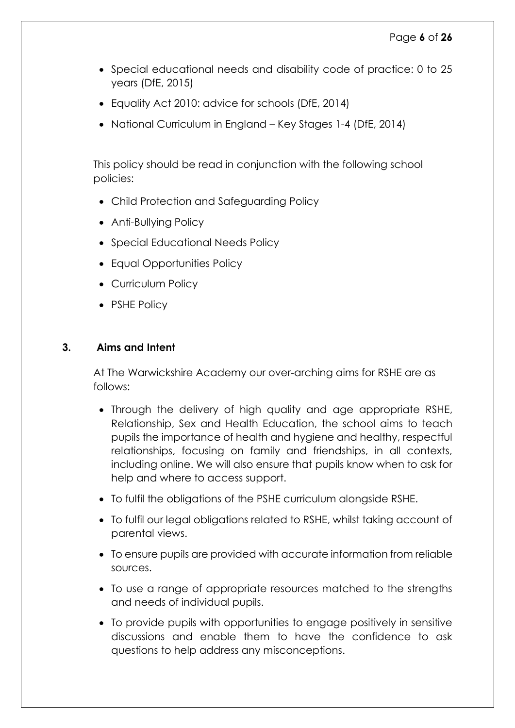- Special educational needs and disability code of practice: 0 to 25 years (DfE, 2015)
- Equality Act 2010: advice for schools (DfE, 2014)
- National Curriculum in England – Key Stages 1-4 (DfE, 2014)

This policy should be read in conjunction with the following school policies:

- Child Protection and Safeguarding Policy
- Anti-Bullying Policy
- Special Educational Needs Policy
- Equal Opportunities Policy
- Curriculum Policy
- PSHE Policy

## 3. Aims and Intent

At The Warwickshire Academy our over-arching aims for RSHE are as follows:

- Through the delivery of high quality and age appropriate RSHE, Relationship, Sex and Health Education, the school aims to teach pupils the importance of health and hygiene and healthy, respectful relationships, focusing on family and friendships, in all contexts, including online. We will also ensure that pupils know when to ask for help and where to access support.
- To fulfil the obligations of the PSHE curriculum alongside RSHE.
- To fulfil our legal obligations related to RSHE, whilst taking account of parental views.
- To ensure pupils are provided with accurate information from reliable sources.
- To use a range of appropriate resources matched to the strengths and needs of individual pupils.
- To provide pupils with opportunities to engage positively in sensitive discussions and enable them to have the confidence to ask questions to help address any misconceptions.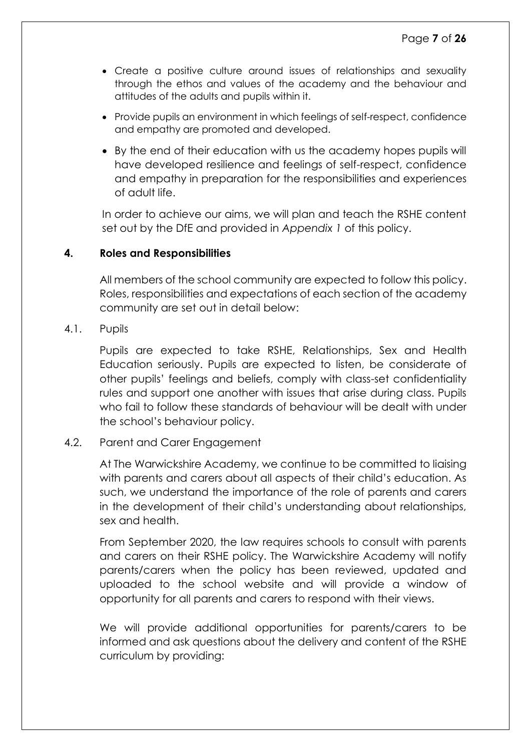- Create a positive culture around issues of relationships and sexuality through the ethos and values of the academy and the behaviour and attitudes of the adults and pupils within it.
- Provide pupils an environment in which feelings of self-respect, confidence and empathy are promoted and developed.
- By the end of their education with us the academy hopes pupils will have developed resilience and feelings of self-respect, confidence and empathy in preparation for the responsibilities and experiences of adult life.

In order to achieve our aims, we will plan and teach the RSHE content set out by the DfE and provided in *Appendix 1* of this policy.

## 4. Roles and Responsibilities

All members of the school community are expected to follow this policy. Roles, responsibilities and expectations of each section of the academy community are set out in detail below:

### 4.1. Pupils

Pupils are expected to take RSHE, Relationships, Sex and Health Education seriously. Pupils are expected to listen, be considerate of other pupils' feelings and beliefs, comply with class-set confidentiality rules and support one another with issues that arise during class. Pupils who fail to follow these standards of behaviour will be dealt with under the school's behaviour policy.

### 4.2. Parent and Carer Engagement

At The Warwickshire Academy, we continue to be committed to liaising with parents and carers about all aspects of their child's education. As such, we understand the importance of the role of parents and carers in the development of their child's understanding about relationships, sex and health.

From September 2020, the law requires schools to consult with parents and carers on their RSHE policy. The Warwickshire Academy will notify parents/carers when the policy has been reviewed, updated and uploaded to the school website and will provide a window of opportunity for all parents and carers to respond with their views.

We will provide additional opportunities for parents/carers to be informed and ask questions about the delivery and content of the RSHE curriculum by providing: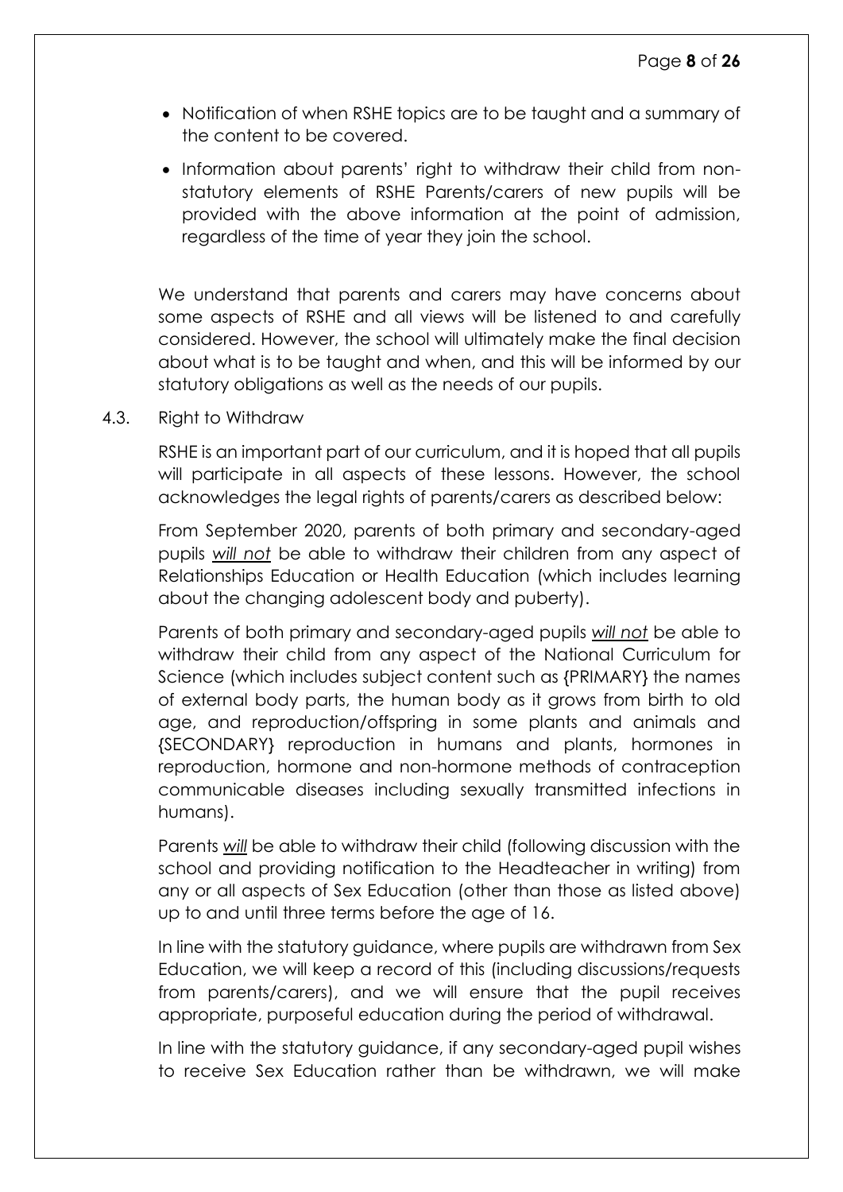- Notification of when RSHE topics are to be taught and a summary of the content to be covered.
- Information about parents' right to withdraw their child from non-statutory elements of RSHE Parents/carers of new pupils will be provided with the above information at the point of admission, regardless of the time of year they join the school.

We understand that parents and carers may have concerns about some aspects of RSHE and all views will be listened to and carefully considered. However, the school will ultimately make the final decision about what is to be taught and when, and this will be informed by our statutory obligations as well as the needs of our pupils.

4.3. Right to Withdraw

RSHE is an important part of our curriculum, and it is hoped that all pupils will participate in all aspects of these lessons. However, the school acknowledges the legal rights of parents/carers as described below:

From September 2020, parents of both primary and secondary-aged pupils ***will not*** be able to withdraw their children from any aspect of Relationships Education or Health Education (which includes learning about the changing adolescent body and puberty).

Parents of both primary and secondary-aged pupils ***will not*** be able to withdraw their child from any aspect of the National Curriculum for Science (which includes subject content such as {PRIMARY} the names of external body parts, the human body as it grows from birth to old age, and reproduction/offspring in some plants and animals and {SECONDARY} reproduction in humans and plants, hormones in reproduction, hormone and non-hormone methods of contraception communicable diseases including sexually transmitted infections in humans).

Parents ***will*** be able to withdraw their child (following discussion with the school and providing notification to the Headteacher in writing) from any or all aspects of Sex Education (other than those as listed above) up to and until three terms before the age of 16.

In line with the statutory guidance, where pupils are withdrawn from Sex Education, we will keep a record of this (including discussions/requests from parents/carers), and we will ensure that the pupil receives appropriate, purposeful education during the period of withdrawal.

In line with the statutory guidance, if any secondary-aged pupil wishes to receive Sex Education rather than be withdrawn, we will make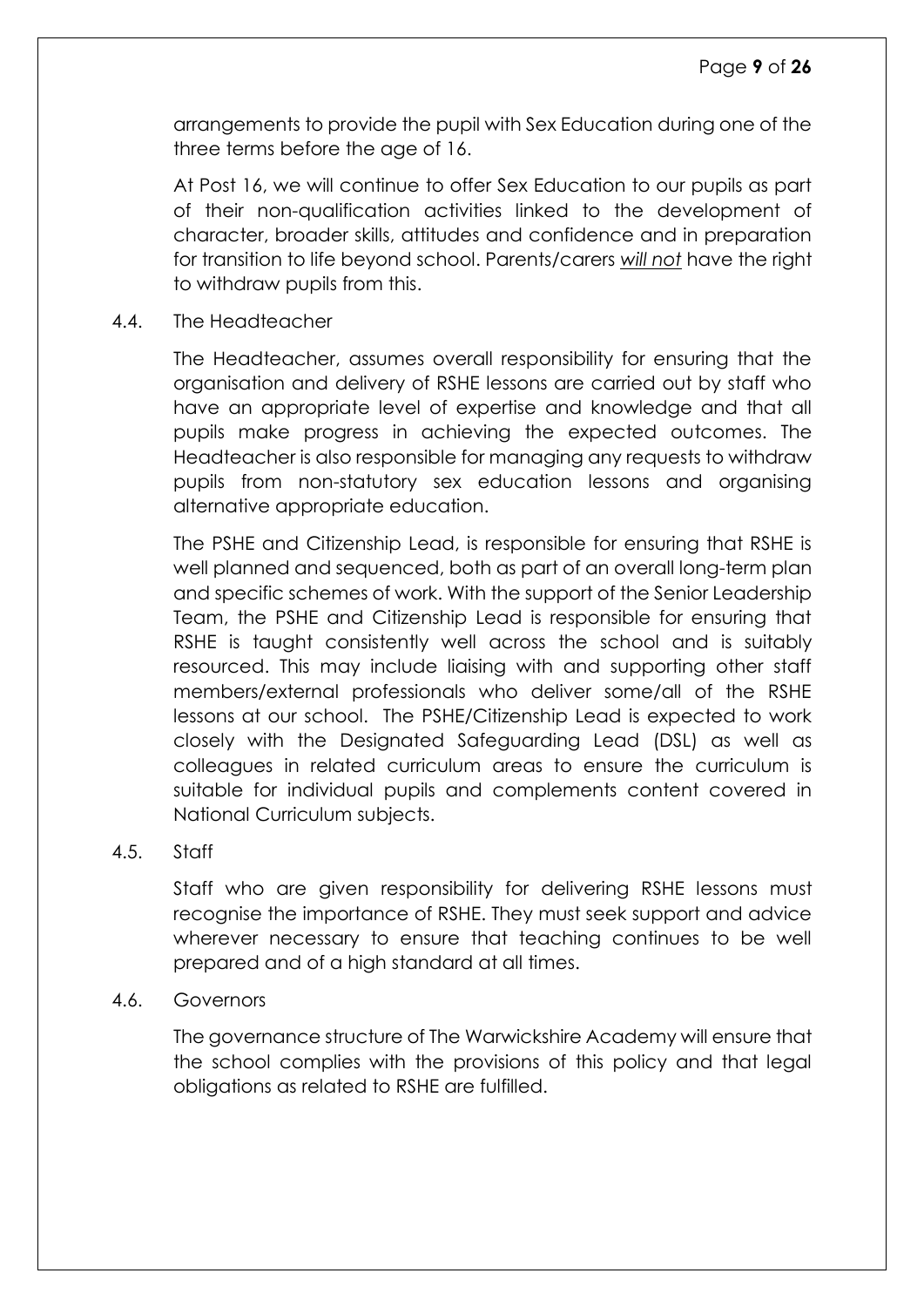arrangements to provide the pupil with Sex Education during one of the three terms before the age of 16.

At Post 16, we will continue to offer Sex Education to our pupils as part of their non-qualification activities linked to the development of character, broader skills, attitudes and confidence and in preparation for transition to life beyond school. Parents/carers ***will not*** have the right to withdraw pupils from this.

### 4.4. The Headteacher

The Headteacher, assumes overall responsibility for ensuring that the organisation and delivery of RSHE lessons are carried out by staff who have an appropriate level of expertise and knowledge and that all pupils make progress in achieving the expected outcomes. The Headteacher is also responsible for managing any requests to withdraw pupils from non-statutory sex education lessons and organising alternative appropriate education.

The PSHE and Citizenship Lead, is responsible for ensuring that RSHE is well planned and sequenced, both as part of an overall long-term plan and specific schemes of work. With the support of the Senior Leadership Team, the PSHE and Citizenship Lead is responsible for ensuring that RSHE is taught consistently well across the school and is suitably resourced. This may include liaising with and supporting other staff members/external professionals who deliver some/all of the RSHE lessons at our school. The PSHE/Citizenship Lead is expected to work closely with the Designated Safeguarding Lead (DSL) as well as colleagues in related curriculum areas to ensure the curriculum is suitable for individual pupils and complements content covered in National Curriculum subjects.

### 4.5. Staff

Staff who are given responsibility for delivering RSHE lessons must recognise the importance of RSHE. They must seek support and advice wherever necessary to ensure that teaching continues to be well prepared and of a high standard at all times.

### 4.6. Governors

The governance structure of The Warwickshire Academy will ensure that the school complies with the provisions of this policy and that legal obligations as related to RSHE are fulfilled.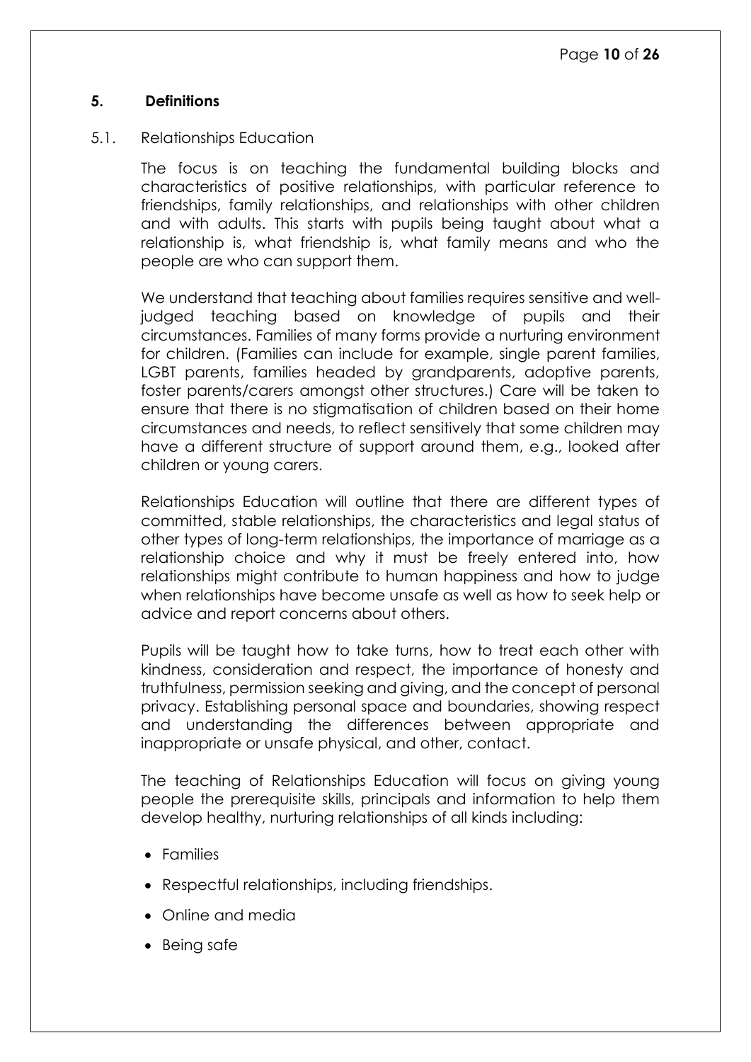## 5. Definitions

### 5.1. Relationships Education

The focus is on teaching the fundamental building blocks and characteristics of positive relationships, with particular reference to friendships, family relationships, and relationships with other children and with adults. This starts with pupils being taught about what a relationship is, what friendship is, what family means and who the people are who can support them.

We understand that teaching about families requires sensitive and well-judged teaching based on knowledge of pupils and their circumstances. Families of many forms provide a nurturing environment for children. (Families can include for example, single parent families, LGBT parents, families headed by grandparents, adoptive parents, foster parents/carers amongst other structures.) Care will be taken to ensure that there is no stigmatisation of children based on their home circumstances and needs, to reflect sensitively that some children may have a different structure of support around them, e.g., looked after children or young carers.

Relationships Education will outline that there are different types of committed, stable relationships, the characteristics and legal status of other types of long-term relationships, the importance of marriage as a relationship choice and why it must be freely entered into, how relationships might contribute to human happiness and how to judge when relationships have become unsafe as well as how to seek help or advice and report concerns about others.

Pupils will be taught how to take turns, how to treat each other with kindness, consideration and respect, the importance of honesty and truthfulness, permission seeking and giving, and the concept of personal privacy. Establishing personal space and boundaries, showing respect and understanding the differences between appropriate and inappropriate or unsafe physical, and other, contact.

The teaching of Relationships Education will focus on giving young people the prerequisite skills, principals and information to help them develop healthy, nurturing relationships of all kinds including:

- Families
- Respectful relationships, including friendships.
- Online and media
- Being safe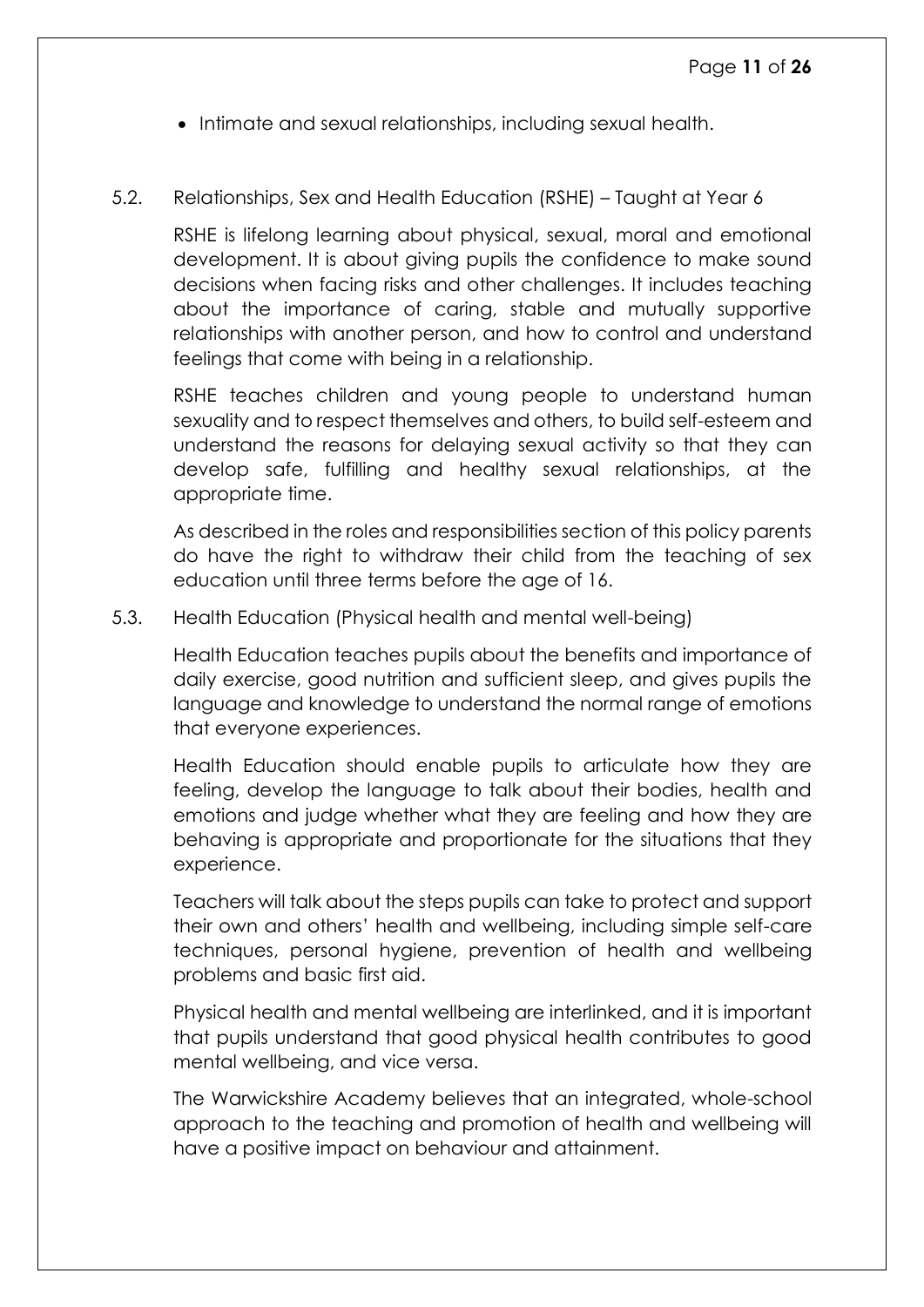- Intimate and sexual relationships, including sexual health.

### 5.2. Relationships, Sex and Health Education (RSHE) – Taught at Year 6

RSHE is lifelong learning about physical, sexual, moral and emotional development. It is about giving pupils the confidence to make sound decisions when facing risks and other challenges. It includes teaching about the importance of caring, stable and mutually supportive relationships with another person, and how to control and understand feelings that come with being in a relationship.

RSHE teaches children and young people to understand human sexuality and to respect themselves and others, to build self-esteem and understand the reasons for delaying sexual activity so that they can develop safe, fulfilling and healthy sexual relationships, at the appropriate time.

As described in the roles and responsibilities section of this policy parents do have the right to withdraw their child from the teaching of sex education until three terms before the age of 16.

### 5.3. Health Education (Physical health and mental well-being)

Health Education teaches pupils about the benefits and importance of daily exercise, good nutrition and sufficient sleep, and gives pupils the language and knowledge to understand the normal range of emotions that everyone experiences.

Health Education should enable pupils to articulate how they are feeling, develop the language to talk about their bodies, health and emotions and judge whether what they are feeling and how they are behaving is appropriate and proportionate for the situations that they experience.

Teachers will talk about the steps pupils can take to protect and support their own and others' health and wellbeing, including simple self-care techniques, personal hygiene, prevention of health and wellbeing problems and basic first aid.

Physical health and mental wellbeing are interlinked, and it is important that pupils understand that good physical health contributes to good mental wellbeing, and vice versa.

The Warwickshire Academy believes that an integrated, whole-school approach to the teaching and promotion of health and wellbeing will have a positive impact on behaviour and attainment.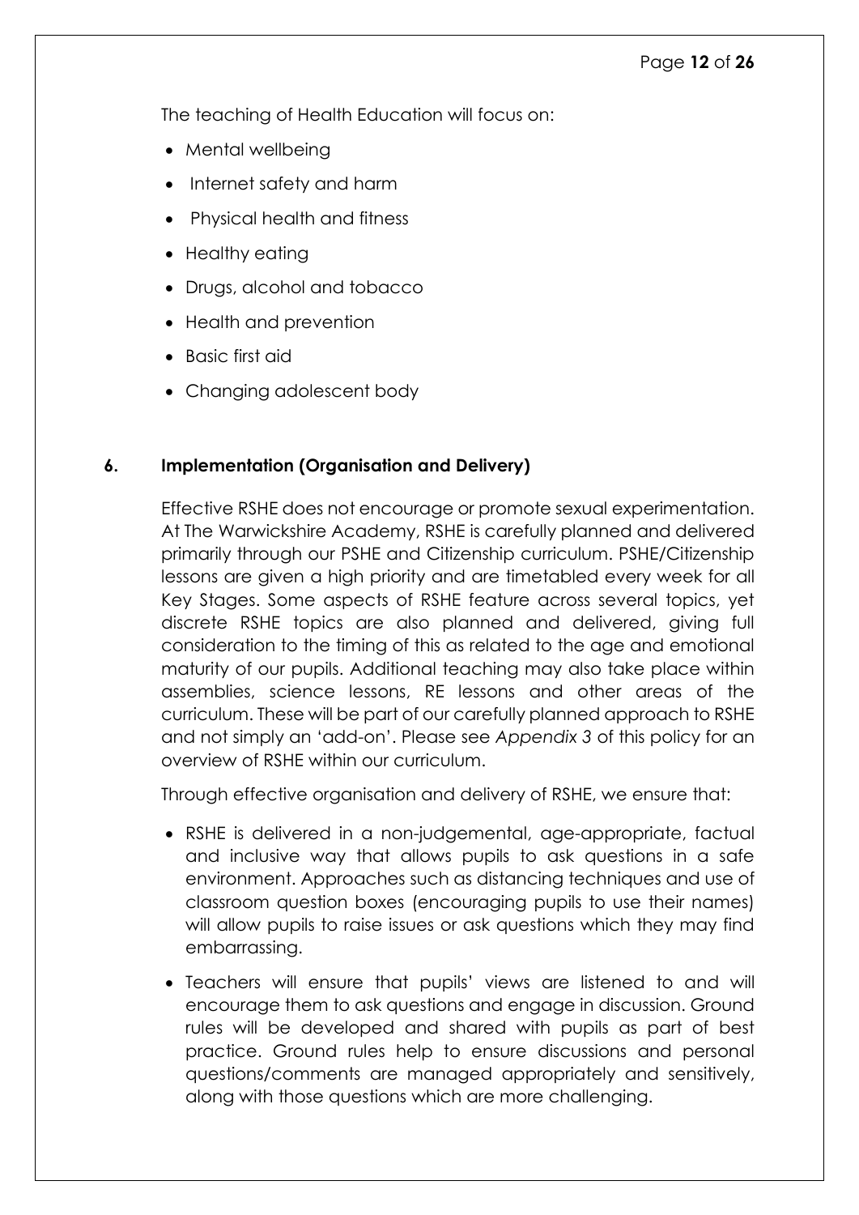The teaching of Health Education will focus on:

- Mental wellbeing
- Internet safety and harm
- Physical health and fitness
- Healthy eating
- Drugs, alcohol and tobacco
- Health and prevention
- Basic first aid
- Changing adolescent body

## 6. Implementation (Organisation and Delivery)

Effective RSHE does not encourage or promote sexual experimentation. At The Warwickshire Academy, RSHE is carefully planned and delivered primarily through our PSHE and Citizenship curriculum. PSHE/Citizenship lessons are given a high priority and are timetabled every week for all Key Stages. Some aspects of RSHE feature across several topics, yet discrete RSHE topics are also planned and delivered, giving full consideration to the timing of this as related to the age and emotional maturity of our pupils. Additional teaching may also take place within assemblies, science lessons, RE lessons and other areas of the curriculum. These will be part of our carefully planned approach to RSHE and not simply an 'add-on'. Please see *Appendix 3* of this policy for an overview of RSHE within our curriculum.

Through effective organisation and delivery of RSHE, we ensure that:

- RSHE is delivered in a non-judgemental, age-appropriate, factual and inclusive way that allows pupils to ask questions in a safe environment. Approaches such as distancing techniques and use of classroom question boxes (encouraging pupils to use their names) will allow pupils to raise issues or ask questions which they may find embarrassing.
- Teachers will ensure that pupils' views are listened to and will encourage them to ask questions and engage in discussion. Ground rules will be developed and shared with pupils as part of best practice. Ground rules help to ensure discussions and personal questions/comments are managed appropriately and sensitively, along with those questions which are more challenging.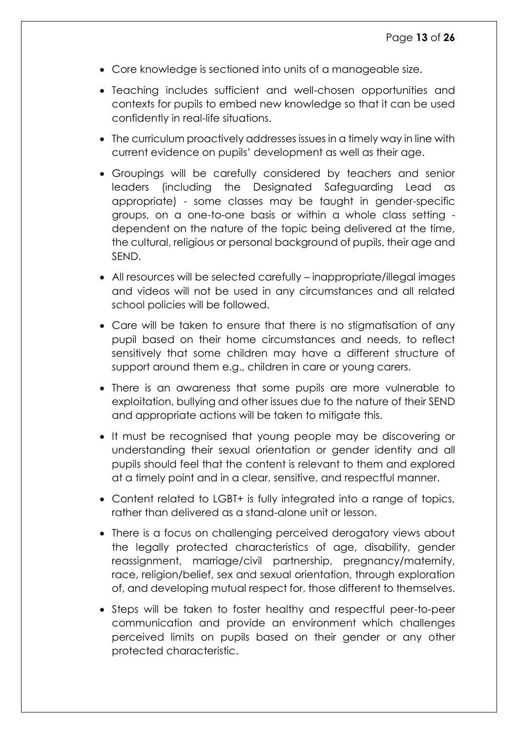- Core knowledge is sectioned into units of a manageable size.
- Teaching includes sufficient and well-chosen opportunities and contexts for pupils to embed new knowledge so that it can be used confidently in real-life situations.
- The curriculum proactively addresses issues in a timely way in line with current evidence on pupils' development as well as their age.
- Groupings will be carefully considered by teachers and senior leaders (including the Designated Safeguarding Lead as appropriate) - some classes may be taught in gender-specific groups, on a one-to-one basis or within a whole class setting - dependent on the nature of the topic being delivered at the time, the cultural, religious or personal background of pupils, their age and SEND.
- All resources will be selected carefully – inappropriate/illegal images and videos will not be used in any circumstances and all related school policies will be followed.
- Care will be taken to ensure that there is no stigmatisation of any pupil based on their home circumstances and needs, to reflect sensitively that some children may have a different structure of support around them e.g., children in care or young carers.
- There is an awareness that some pupils are more vulnerable to exploitation, bullying and other issues due to the nature of their SEND and appropriate actions will be taken to mitigate this.
- It must be recognised that young people may be discovering or understanding their sexual orientation or gender identity and all pupils should feel that the content is relevant to them and explored at a timely point and in a clear, sensitive, and respectful manner.
- Content related to LGBT+ is fully integrated into a range of topics, rather than delivered as a stand-alone unit or lesson.
- There is a focus on challenging perceived derogatory views about the legally protected characteristics of age, disability, gender reassignment, marriage/civil partnership, pregnancy/maternity, race, religion/belief, sex and sexual orientation, through exploration of, and developing mutual respect for, those different to themselves.
- Steps will be taken to foster healthy and respectful peer-to-peer communication and provide an environment which challenges perceived limits on pupils based on their gender or any other protected characteristic.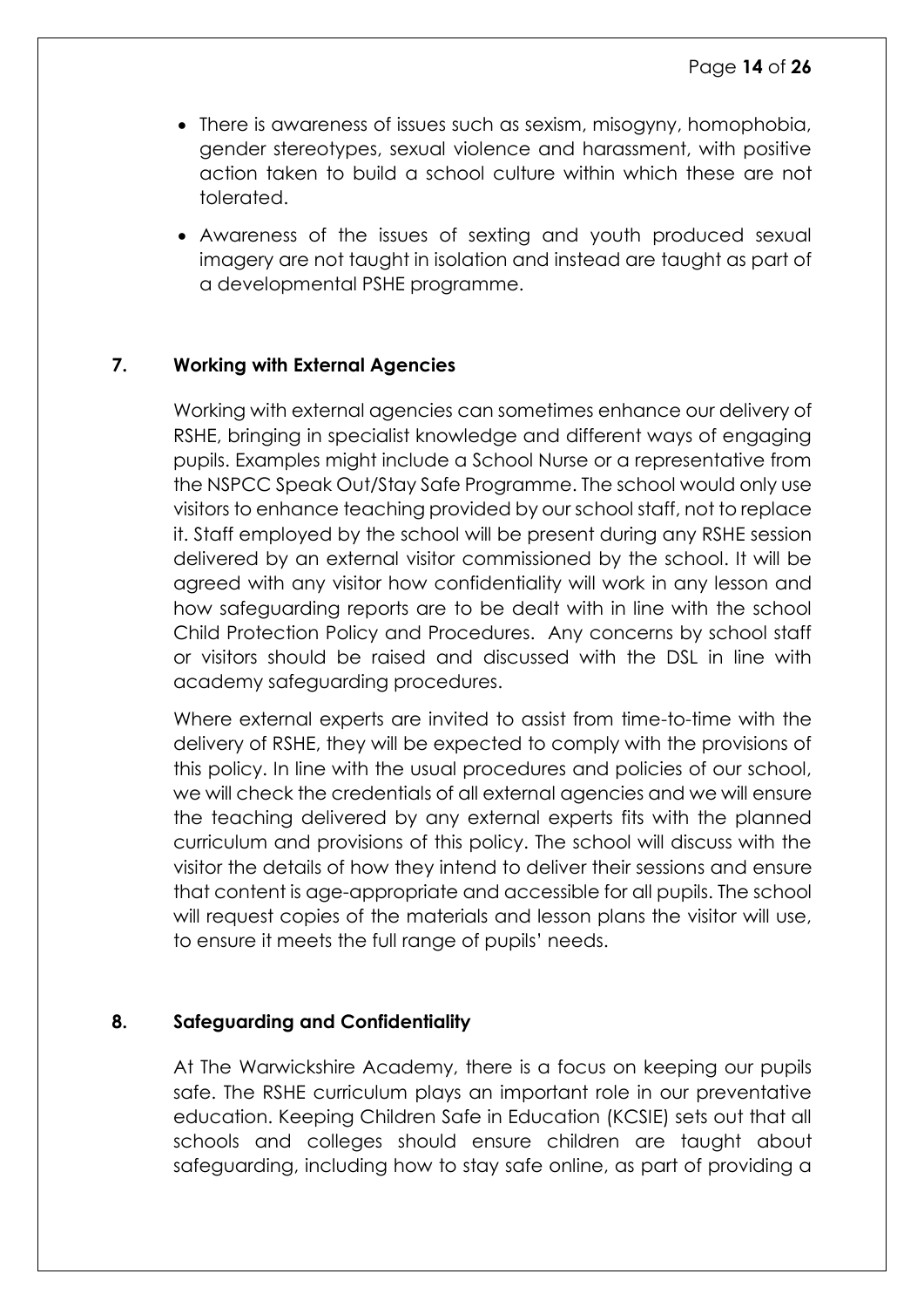- There is awareness of issues such as sexism, misogyny, homophobia, gender stereotypes, sexual violence and harassment, with positive action taken to build a school culture within which these are not tolerated.
- Awareness of the issues of sexting and youth produced sexual imagery are not taught in isolation and instead are taught as part of a developmental PSHE programme.

## 7. Working with External Agencies

Working with external agencies can sometimes enhance our delivery of RSHE, bringing in specialist knowledge and different ways of engaging pupils. Examples might include a School Nurse or a representative from the NSPCC Speak Out/Stay Safe Programme. The school would only use visitors to enhance teaching provided by our school staff, not to replace it. Staff employed by the school will be present during any RSHE session delivered by an external visitor commissioned by the school. It will be agreed with any visitor how confidentiality will work in any lesson and how safeguarding reports are to be dealt with in line with the school Child Protection Policy and Procedures. Any concerns by school staff or visitors should be raised and discussed with the DSL in line with academy safeguarding procedures.

Where external experts are invited to assist from time-to-time with the delivery of RSHE, they will be expected to comply with the provisions of this policy. In line with the usual procedures and policies of our school, we will check the credentials of all external agencies and we will ensure the teaching delivered by any external experts fits with the planned curriculum and provisions of this policy. The school will discuss with the visitor the details of how they intend to deliver their sessions and ensure that content is age-appropriate and accessible for all pupils. The school will request copies of the materials and lesson plans the visitor will use, to ensure it meets the full range of pupils' needs.

## 8. Safeguarding and Confidentiality

At The Warwickshire Academy, there is a focus on keeping our pupils safe. The RSHE curriculum plays an important role in our preventative education. Keeping Children Safe in Education (KCSIE) sets out that all schools and colleges should ensure children are taught about safeguarding, including how to stay safe online, as part of providing a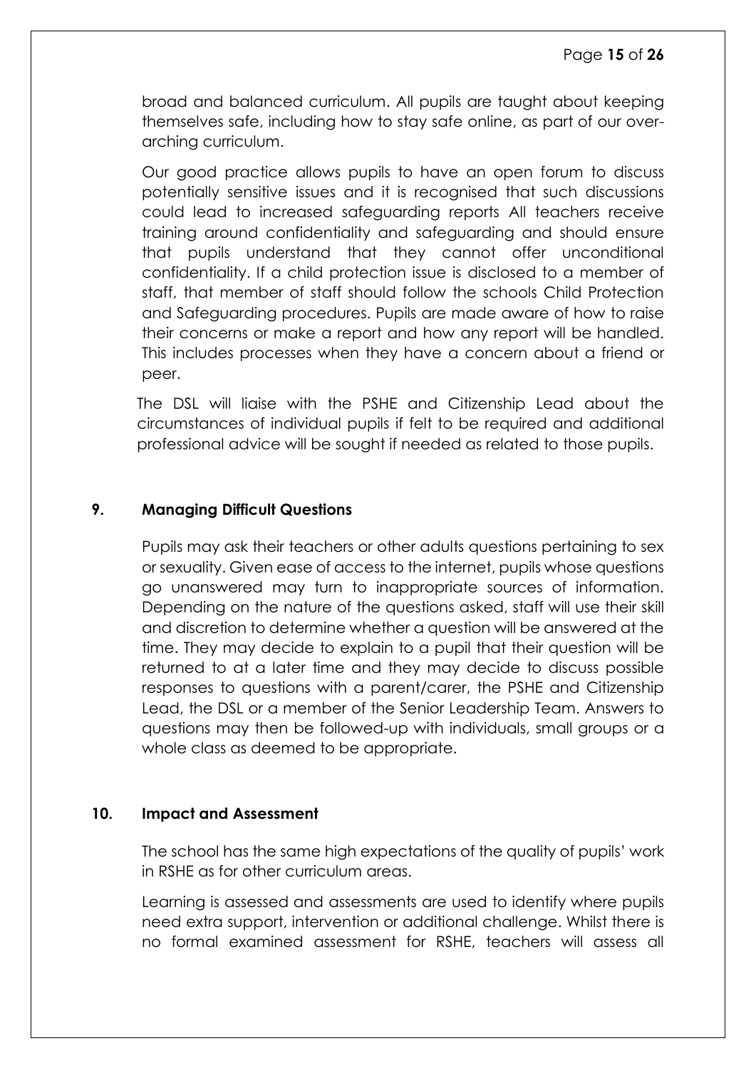broad and balanced curriculum. All pupils are taught about keeping themselves safe, including how to stay safe online, as part of our over-arching curriculum.

Our good practice allows pupils to have an open forum to discuss potentially sensitive issues and it is recognised that such discussions could lead to increased safeguarding reports All teachers receive training around confidentiality and safeguarding and should ensure that pupils understand that they cannot offer unconditional confidentiality. If a child protection issue is disclosed to a member of staff, that member of staff should follow the schools Child Protection and Safeguarding procedures. Pupils are made aware of how to raise their concerns or make a report and how any report will be handled. This includes processes when they have a concern about a friend or peer.

The DSL will liaise with the PSHE and Citizenship Lead about the circumstances of individual pupils if felt to be required and additional professional advice will be sought if needed as related to those pupils.

## 9. Managing Difficult Questions

Pupils may ask their teachers or other adults questions pertaining to sex or sexuality. Given ease of access to the internet, pupils whose questions go unanswered may turn to inappropriate sources of information. Depending on the nature of the questions asked, staff will use their skill and discretion to determine whether a question will be answered at the time. They may decide to explain to a pupil that their question will be returned to at a later time and they may decide to discuss possible responses to questions with a parent/carer, the PSHE and Citizenship Lead, the DSL or a member of the Senior Leadership Team. Answers to questions may then be followed-up with individuals, small groups or a whole class as deemed to be appropriate.

## 10. Impact and Assessment

The school has the same high expectations of the quality of pupils' work in RSHE as for other curriculum areas.

Learning is assessed and assessments are used to identify where pupils need extra support, intervention or additional challenge. Whilst there is no formal examined assessment for RSHE, teachers will assess all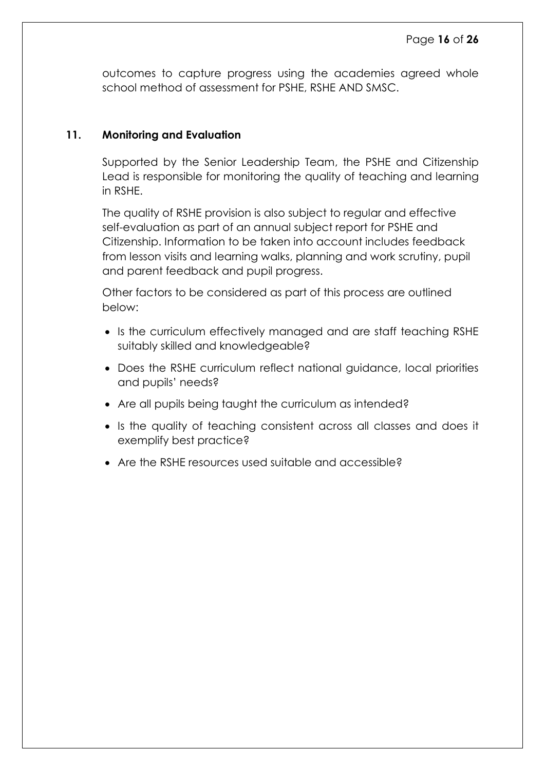outcomes to capture progress using the academies agreed whole school method of assessment for PSHE, RSHE AND SMSC.

## 11. Monitoring and Evaluation

Supported by the Senior Leadership Team, the PSHE and Citizenship Lead is responsible for monitoring the quality of teaching and learning in RSHE.

The quality of RSHE provision is also subject to regular and effective self-evaluation as part of an annual subject report for PSHE and Citizenship. Information to be taken into account includes feedback from lesson visits and learning walks, planning and work scrutiny, pupil and parent feedback and pupil progress.

Other factors to be considered as part of this process are outlined below:

- Is the curriculum effectively managed and are staff teaching RSHE suitably skilled and knowledgeable?
- Does the RSHE curriculum reflect national guidance, local priorities and pupils' needs?
- Are all pupils being taught the curriculum as intended?
- Is the quality of teaching consistent across all classes and does it exemplify best practice?
- Are the RSHE resources used suitable and accessible?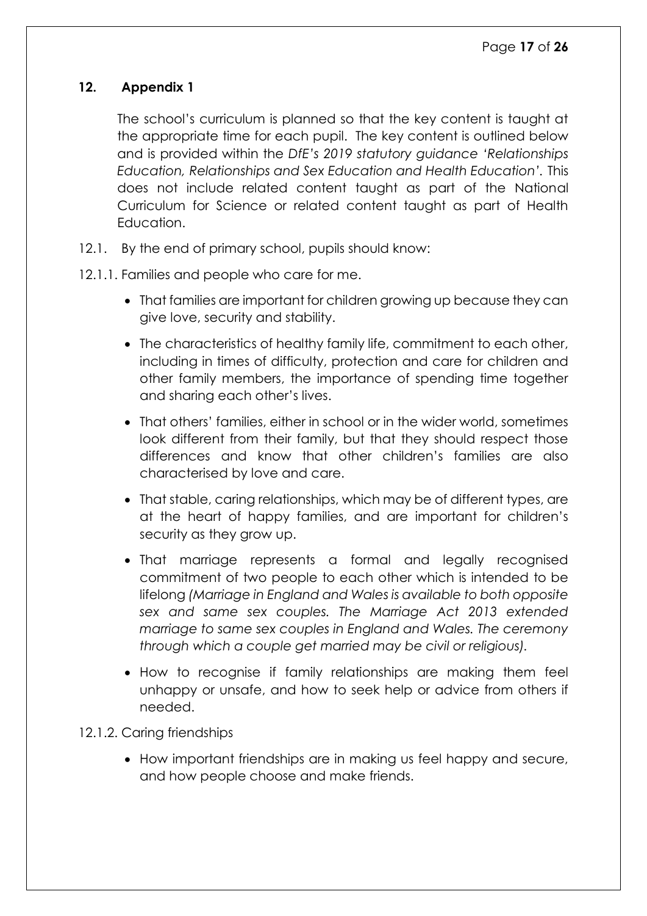## 12. Appendix 1

The school's curriculum is planned so that the key content is taught at the appropriate time for each pupil. The key content is outlined below and is provided within the *DfE's 2019 statutory guidance 'Relationships Education, Relationships and Sex Education and Health Education'.* This does not include related content taught as part of the National Curriculum for Science or related content taught as part of Health Education.

12.1. By the end of primary school, pupils should know:

12.1.1. Families and people who care for me.

- That families are important for children growing up because they can give love, security and stability.
- The characteristics of healthy family life, commitment to each other, including in times of difficulty, protection and care for children and other family members, the importance of spending time together and sharing each other's lives.
- That others' families, either in school or in the wider world, sometimes look different from their family, but that they should respect those differences and know that other children's families are also characterised by love and care.
- That stable, caring relationships, which may be of different types, are at the heart of happy families, and are important for children's security as they grow up.
- That marriage represents a formal and legally recognised commitment of two people to each other which is intended to be lifelong *(Marriage in England and Wales is available to both opposite sex and same sex couples. The Marriage Act 2013 extended marriage to same sex couples in England and Wales. The ceremony through which a couple get married may be civil or religious).*
- How to recognise if family relationships are making them feel unhappy or unsafe, and how to seek help or advice from others if needed.

12.1.2. Caring friendships

- How important friendships are in making us feel happy and secure, and how people choose and make friends.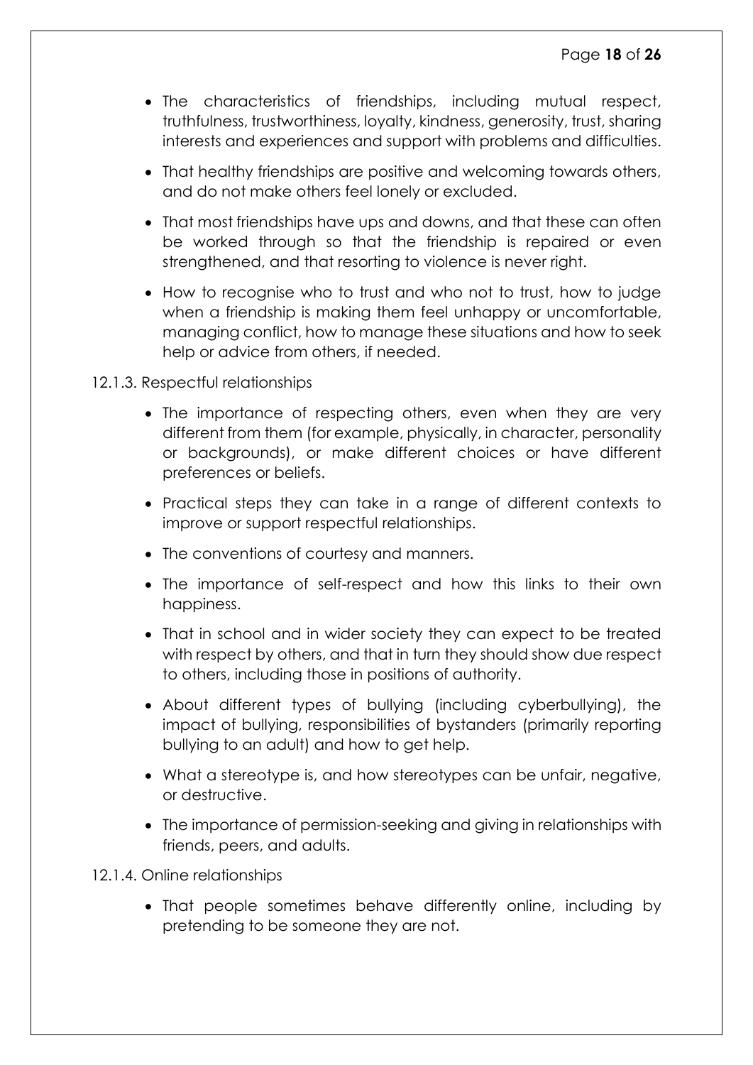- The characteristics of friendships, including mutual respect, truthfulness, trustworthiness, loyalty, kindness, generosity, trust, sharing interests and experiences and support with problems and difficulties.
- That healthy friendships are positive and welcoming towards others, and do not make others feel lonely or excluded.
- That most friendships have ups and downs, and that these can often be worked through so that the friendship is repaired or even strengthened, and that resorting to violence is never right.
- How to recognise who to trust and who not to trust, how to judge when a friendship is making them feel unhappy or uncomfortable, managing conflict, how to manage these situations and how to seek help or advice from others, if needed.

12.1.3. Respectful relationships

- The importance of respecting others, even when they are very different from them (for example, physically, in character, personality or backgrounds), or make different choices or have different preferences or beliefs.
- Practical steps they can take in a range of different contexts to improve or support respectful relationships.
- The conventions of courtesy and manners.
- The importance of self-respect and how this links to their own happiness.
- That in school and in wider society they can expect to be treated with respect by others, and that in turn they should show due respect to others, including those in positions of authority.
- About different types of bullying (including cyberbullying), the impact of bullying, responsibilities of bystanders (primarily reporting bullying to an adult) and how to get help.
- What a stereotype is, and how stereotypes can be unfair, negative, or destructive.
- The importance of permission-seeking and giving in relationships with friends, peers, and adults.

12.1.4. Online relationships

- That people sometimes behave differently online, including by pretending to be someone they are not.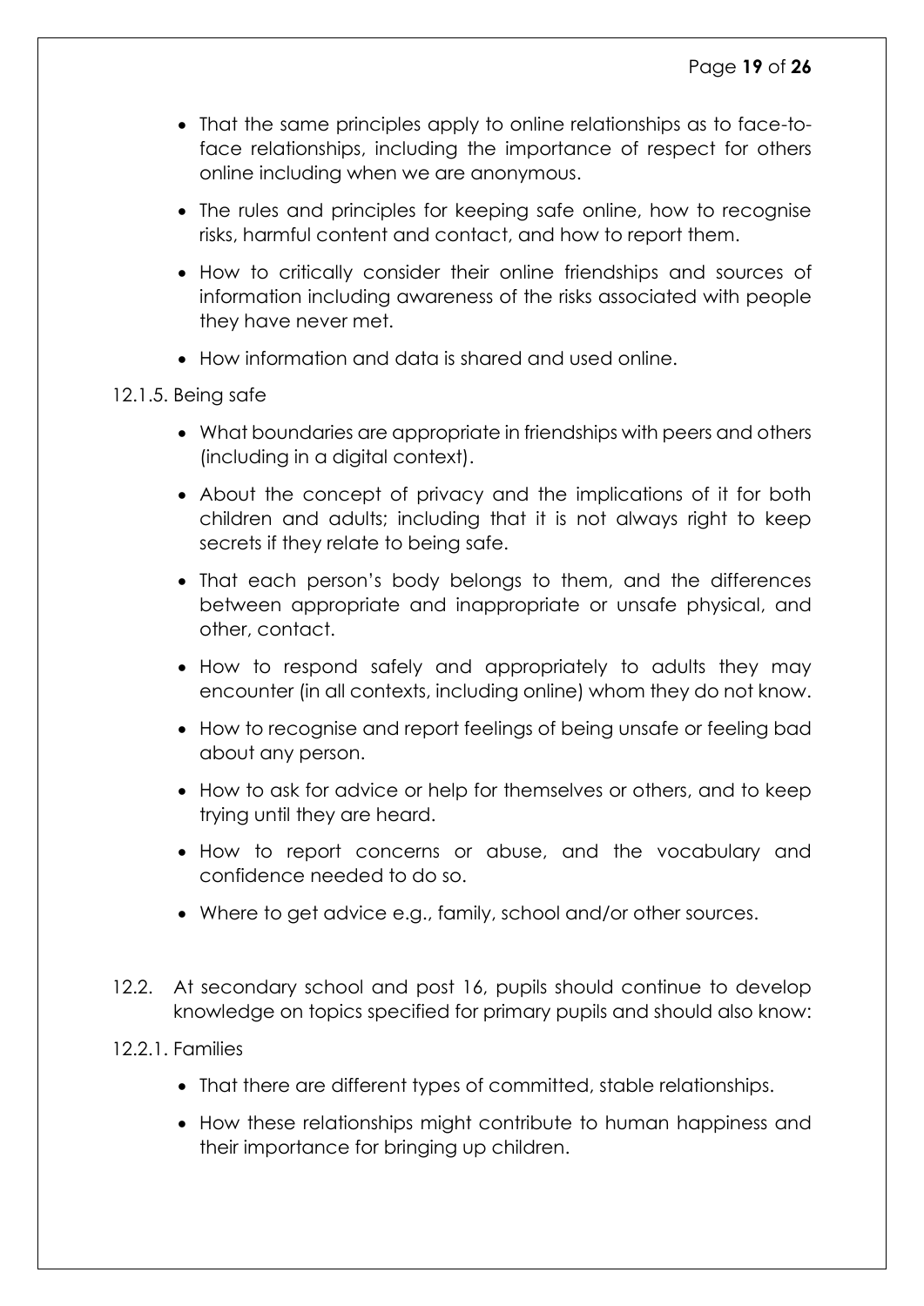- That the same principles apply to online relationships as to face-to-face relationships, including the importance of respect for others online including when we are anonymous.
- The rules and principles for keeping safe online, how to recognise risks, harmful content and contact, and how to report them.
- How to critically consider their online friendships and sources of information including awareness of the risks associated with people they have never met.
- How information and data is shared and used online.

12.1.5. Being safe

- What boundaries are appropriate in friendships with peers and others (including in a digital context).
- About the concept of privacy and the implications of it for both children and adults; including that it is not always right to keep secrets if they relate to being safe.
- That each person's body belongs to them, and the differences between appropriate and inappropriate or unsafe physical, and other, contact.
- How to respond safely and appropriately to adults they may encounter (in all contexts, including online) whom they do not know.
- How to recognise and report feelings of being unsafe or feeling bad about any person.
- How to ask for advice or help for themselves or others, and to keep trying until they are heard.
- How to report concerns or abuse, and the vocabulary and confidence needed to do so.
- Where to get advice e.g., family, school and/or other sources.

12.2. At secondary school and post 16, pupils should continue to develop knowledge on topics specified for primary pupils and should also know:

12.2.1. Families

- That there are different types of committed, stable relationships.
- How these relationships might contribute to human happiness and their importance for bringing up children.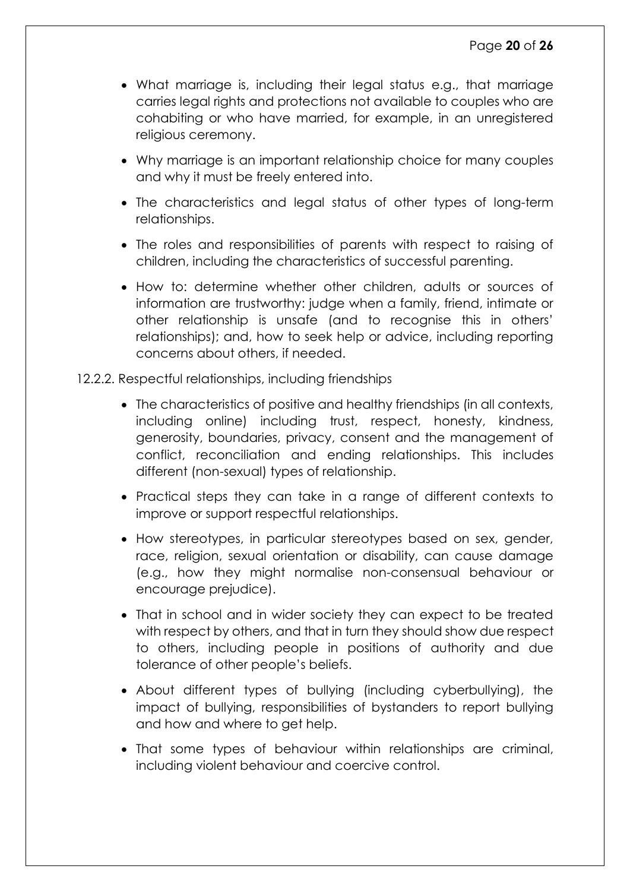- What marriage is, including their legal status e.g., that marriage carries legal rights and protections not available to couples who are cohabiting or who have married, for example, in an unregistered religious ceremony.
- Why marriage is an important relationship choice for many couples and why it must be freely entered into.
- The characteristics and legal status of other types of long-term relationships.
- The roles and responsibilities of parents with respect to raising of children, including the characteristics of successful parenting.
- How to: determine whether other children, adults or sources of information are trustworthy: judge when a family, friend, intimate or other relationship is unsafe (and to recognise this in others' relationships); and, how to seek help or advice, including reporting concerns about others, if needed.

12.2.2. Respectful relationships, including friendships

- The characteristics of positive and healthy friendships (in all contexts, including online) including trust, respect, honesty, kindness, generosity, boundaries, privacy, consent and the management of conflict, reconciliation and ending relationships. This includes different (non-sexual) types of relationship.
- Practical steps they can take in a range of different contexts to improve or support respectful relationships.
- How stereotypes, in particular stereotypes based on sex, gender, race, religion, sexual orientation or disability, can cause damage (e.g., how they might normalise non-consensual behaviour or encourage prejudice).
- That in school and in wider society they can expect to be treated with respect by others, and that in turn they should show due respect to others, including people in positions of authority and due tolerance of other people's beliefs.
- About different types of bullying (including cyberbullying), the impact of bullying, responsibilities of bystanders to report bullying and how and where to get help.
- That some types of behaviour within relationships are criminal, including violent behaviour and coercive control.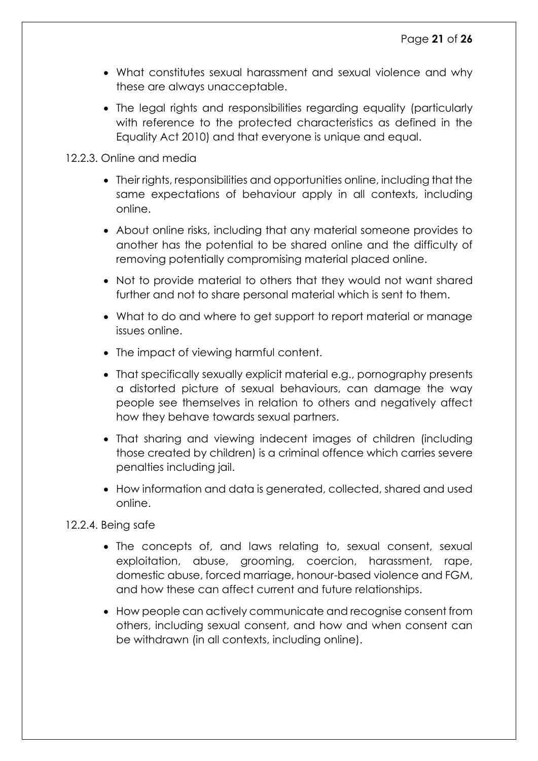- What constitutes sexual harassment and sexual violence and why these are always unacceptable.
- The legal rights and responsibilities regarding equality (particularly with reference to the protected characteristics as defined in the Equality Act 2010) and that everyone is unique and equal.

12.2.3. Online and media

- Their rights, responsibilities and opportunities online, including that the same expectations of behaviour apply in all contexts, including online.
- About online risks, including that any material someone provides to another has the potential to be shared online and the difficulty of removing potentially compromising material placed online.
- Not to provide material to others that they would not want shared further and not to share personal material which is sent to them.
- What to do and where to get support to report material or manage issues online.
- The impact of viewing harmful content.
- That specifically sexually explicit material e.g., pornography presents a distorted picture of sexual behaviours, can damage the way people see themselves in relation to others and negatively affect how they behave towards sexual partners.
- That sharing and viewing indecent images of children (including those created by children) is a criminal offence which carries severe penalties including jail.
- How information and data is generated, collected, shared and used online.

12.2.4. Being safe

- The concepts of, and laws relating to, sexual consent, sexual exploitation, abuse, grooming, coercion, harassment, rape, domestic abuse, forced marriage, honour-based violence and FGM, and how these can affect current and future relationships.
- How people can actively communicate and recognise consent from others, including sexual consent, and how and when consent can be withdrawn (in all contexts, including online).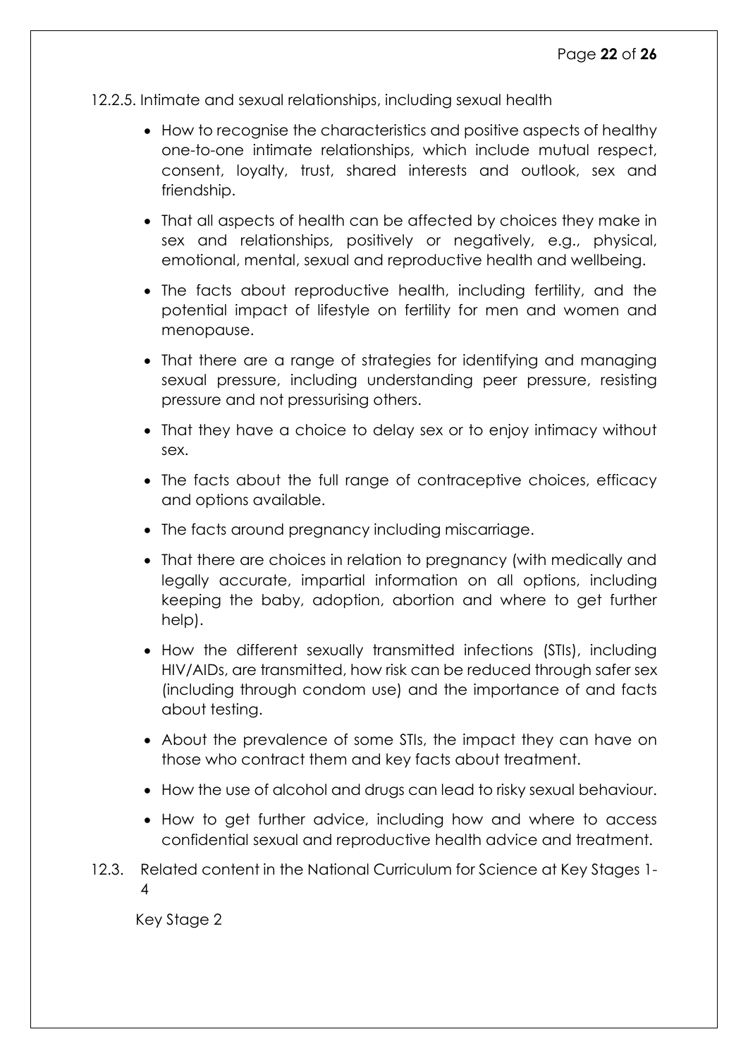12.2.5. Intimate and sexual relationships, including sexual health

- How to recognise the characteristics and positive aspects of healthy one-to-one intimate relationships, which include mutual respect, consent, loyalty, trust, shared interests and outlook, sex and friendship.
- That all aspects of health can be affected by choices they make in sex and relationships, positively or negatively, e.g., physical, emotional, mental, sexual and reproductive health and wellbeing.
- The facts about reproductive health, including fertility, and the potential impact of lifestyle on fertility for men and women and menopause.
- That there are a range of strategies for identifying and managing sexual pressure, including understanding peer pressure, resisting pressure and not pressurising others.
- That they have a choice to delay sex or to enjoy intimacy without sex.
- The facts about the full range of contraceptive choices, efficacy and options available.
- The facts around pregnancy including miscarriage.
- That there are choices in relation to pregnancy (with medically and legally accurate, impartial information on all options, including keeping the baby, adoption, abortion and where to get further help).
- How the different sexually transmitted infections (STIs), including HIV/AIDs, are transmitted, how risk can be reduced through safer sex (including through condom use) and the importance of and facts about testing.
- About the prevalence of some STIs, the impact they can have on those who contract them and key facts about treatment.
- How the use of alcohol and drugs can lead to risky sexual behaviour.
- How to get further advice, including how and where to access confidential sexual and reproductive health advice and treatment.

12.3. Related content in the National Curriculum for Science at Key Stages 1-4

Key Stage 2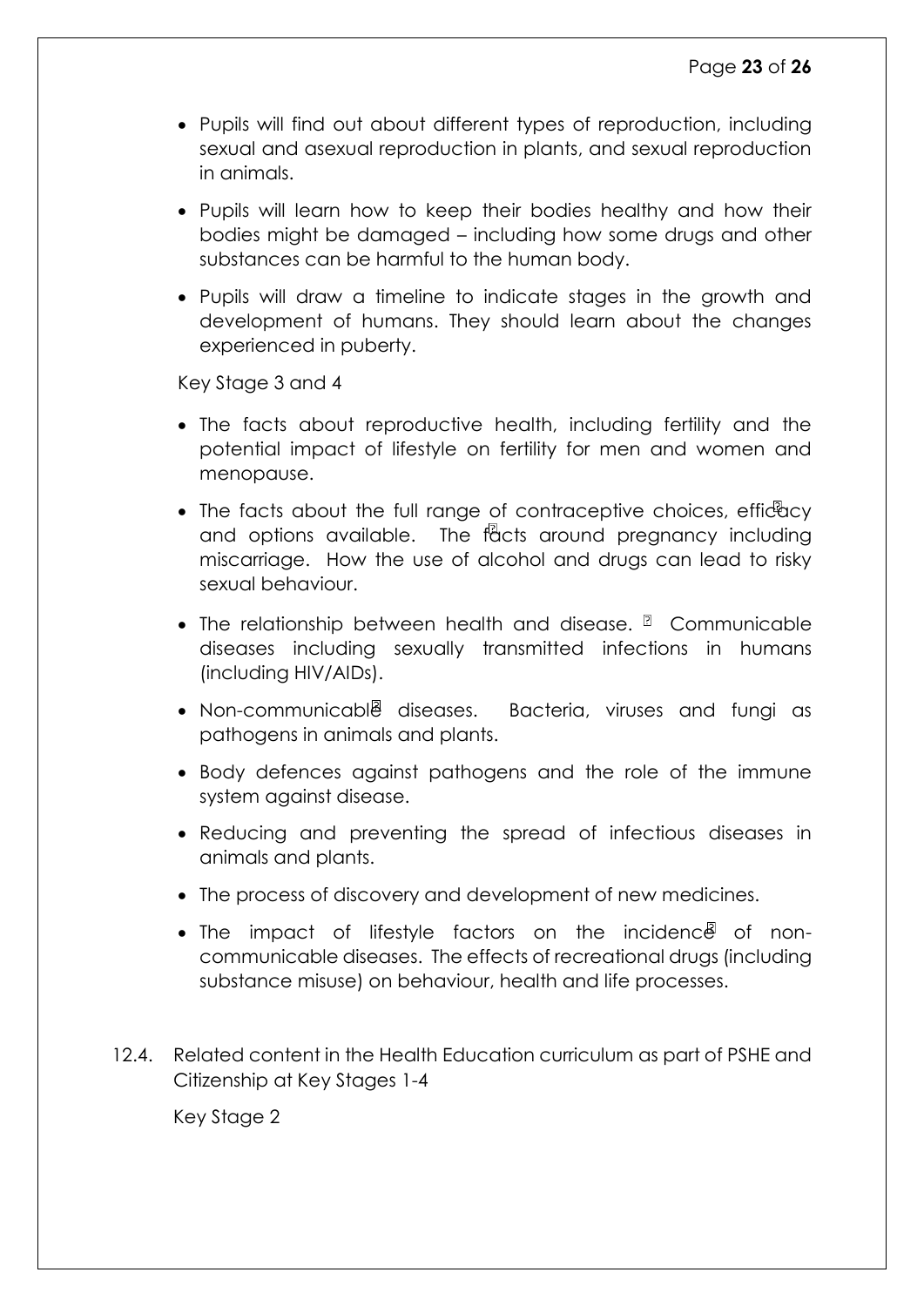- Pupils will find out about different types of reproduction, including sexual and asexual reproduction in plants, and sexual reproduction in animals.
- Pupils will learn how to keep their bodies healthy and how their bodies might be damaged – including how some drugs and other substances can be harmful to the human body.
- Pupils will draw a timeline to indicate stages in the growth and development of humans. They should learn about the changes experienced in puberty.

Key Stage 3 and 4

- The facts about reproductive health, including fertility and the potential impact of lifestyle on fertility for men and women and menopause.
- The facts about the full range of contraceptive choices, efficacy and options available. The facts around pregnancy including miscarriage. How the use of alcohol and drugs can lead to risky sexual behaviour.
- The relationship between health and disease. Communicable diseases including sexually transmitted infections in humans (including HIV/AIDs).
- Non-communicable diseases. Bacteria, viruses and fungi as pathogens in animals and plants.
- Body defences against pathogens and the role of the immune system against disease.
- Reducing and preventing the spread of infectious diseases in animals and plants.
- The process of discovery and development of new medicines.
- The impact of lifestyle factors on the incidence of non-communicable diseases. The effects of recreational drugs (including substance misuse) on behaviour, health and life processes.

12.4. Related content in the Health Education curriculum as part of PSHE and Citizenship at Key Stages 1-4

Key Stage 2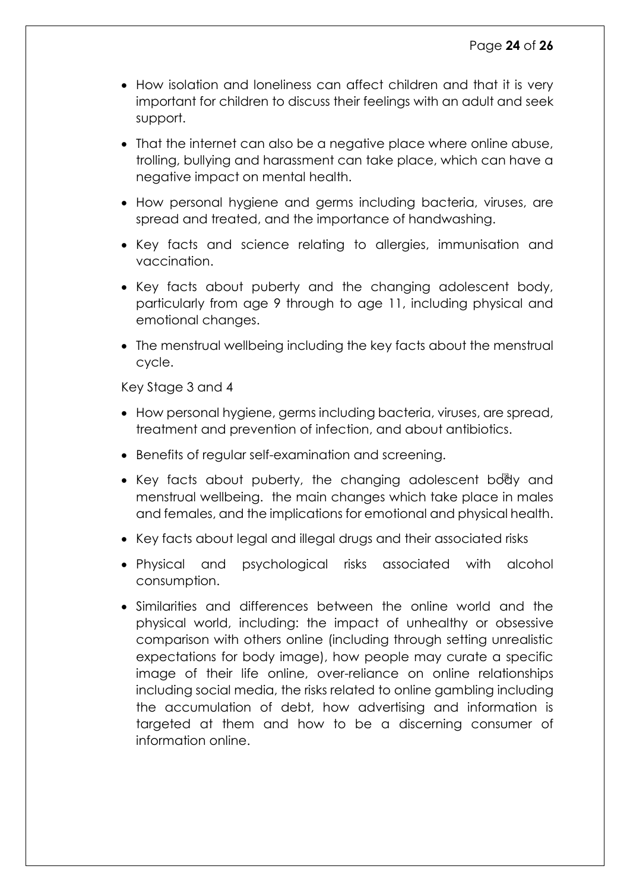- How isolation and loneliness can affect children and that it is very important for children to discuss their feelings with an adult and seek support.
- That the internet can also be a negative place where online abuse, trolling, bullying and harassment can take place, which can have a negative impact on mental health.
- How personal hygiene and germs including bacteria, viruses, are spread and treated, and the importance of handwashing.
- Key facts and science relating to allergies, immunisation and vaccination.
- Key facts about puberty and the changing adolescent body, particularly from age 9 through to age 11, including physical and emotional changes.
- The menstrual wellbeing including the key facts about the menstrual cycle.

Key Stage 3 and 4

- How personal hygiene, germs including bacteria, viruses, are spread, treatment and prevention of infection, and about antibiotics.
- Benefits of regular self-examination and screening.
- Key facts about puberty, the changing adolescent body and menstrual wellbeing. the main changes which take place in males and females, and the implications for emotional and physical health.
- Key facts about legal and illegal drugs and their associated risks
- Physical and psychological risks associated with alcohol consumption.
- Similarities and differences between the online world and the physical world, including: the impact of unhealthy or obsessive comparison with others online (including through setting unrealistic expectations for body image), how people may curate a specific image of their life online, over-reliance on online relationships including social media, the risks related to online gambling including the accumulation of debt, how advertising and information is targeted at them and how to be a discerning consumer of information online.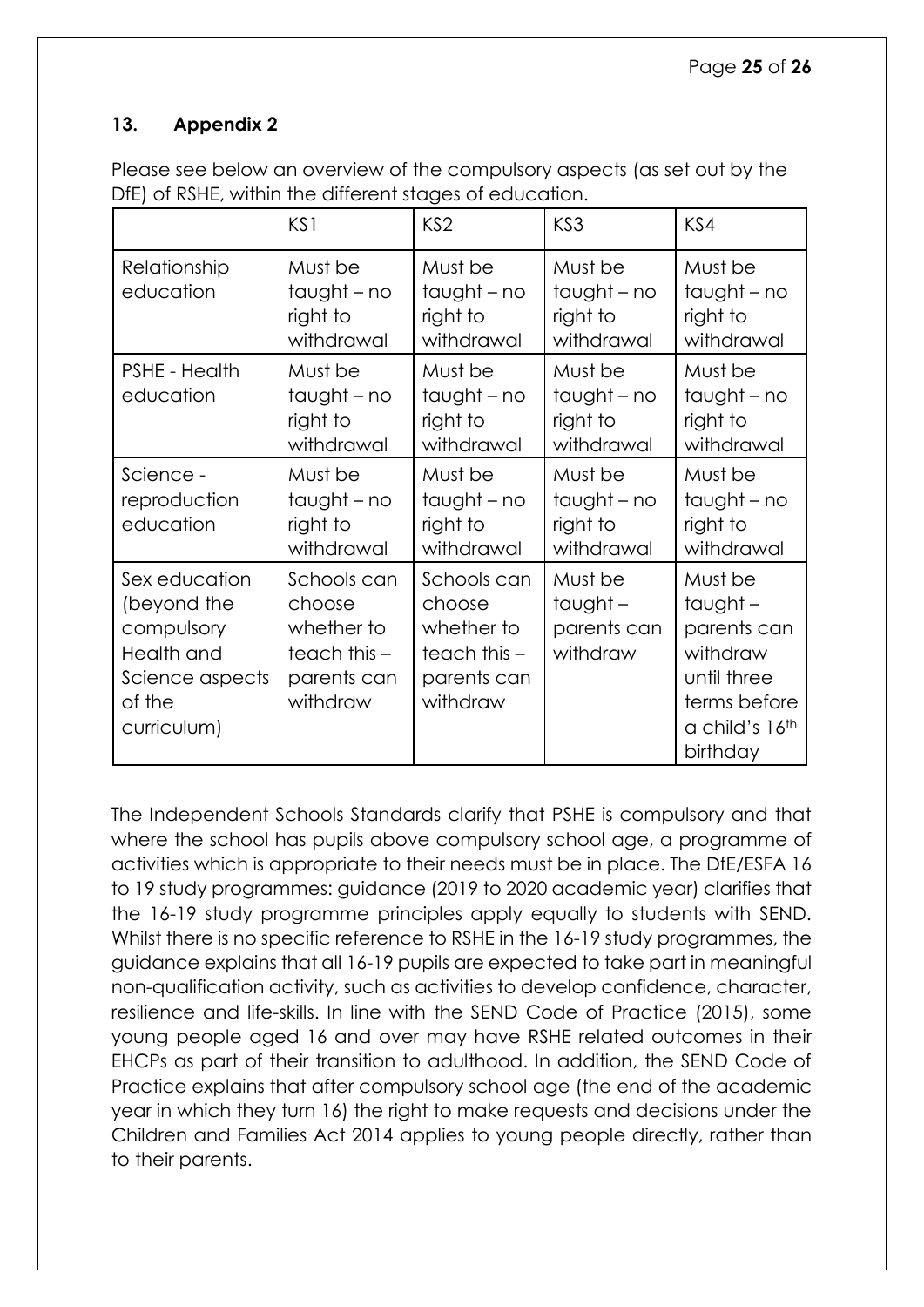## 13. Appendix 2

Please see below an overview of the compulsory aspects (as set out by the DfE) of RSHE, within the different stages of education.

| | KS1 | KS2 | KS3 | KS4 |
|---|---|---|---|---|
| Relationship education | Must be taught – no right to withdrawal | Must be taught – no right to withdrawal | Must be taught – no right to withdrawal | Must be taught – no right to withdrawal |
| PSHE - Health education | Must be taught – no right to withdrawal | Must be taught – no right to withdrawal | Must be taught – no right to withdrawal | Must be taught – no right to withdrawal |
| Science - reproduction education | Must be taught – no right to withdrawal | Must be taught – no right to withdrawal | Must be taught – no right to withdrawal | Must be taught – no right to withdrawal |
| Sex education (beyond the compulsory Health and Science aspects of the curriculum) | Schools can choose whether to teach this – parents can withdraw | Schools can choose whether to teach this – parents can withdraw | Must be taught – parents can withdraw | Must be taught – parents can withdraw until three terms before a child's 16th birthday |

The Independent Schools Standards clarify that PSHE is compulsory and that where the school has pupils above compulsory school age, a programme of activities which is appropriate to their needs must be in place. The DfE/ESFA 16 to 19 study programmes: guidance (2019 to 2020 academic year) clarifies that the 16-19 study programme principles apply equally to students with SEND. Whilst there is no specific reference to RSHE in the 16-19 study programmes, the guidance explains that all 16-19 pupils are expected to take part in meaningful non-qualification activity, such as activities to develop confidence, character, resilience and life-skills. In line with the SEND Code of Practice (2015), some young people aged 16 and over may have RSHE related outcomes in their EHCPs as part of their transition to adulthood. In addition, the SEND Code of Practice explains that after compulsory school age (the end of the academic year in which they turn 16) the right to make requests and decisions under the Children and Families Act 2014 applies to young people directly, rather than to their parents.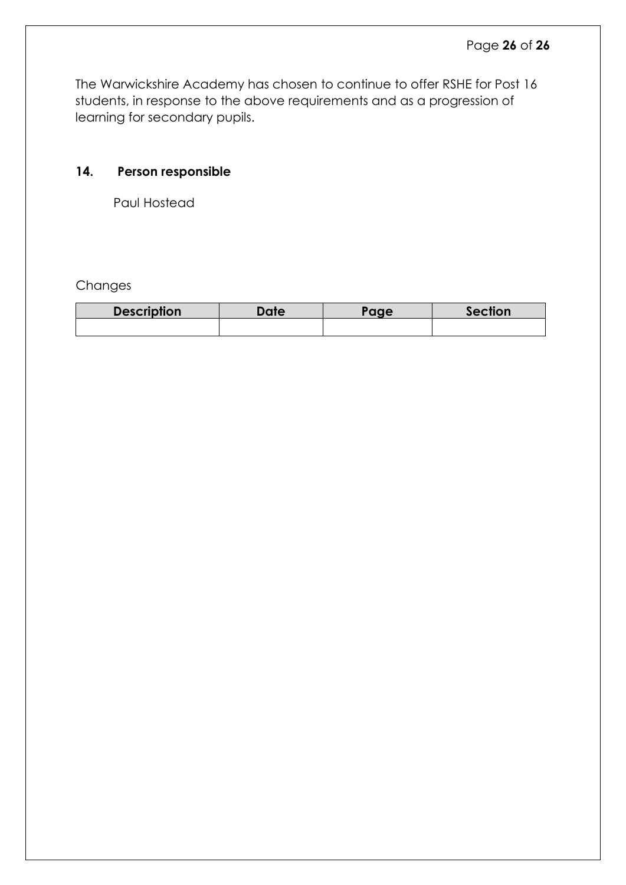The Warwickshire Academy has chosen to continue to offer RSHE for Post 16 students, in response to the above requirements and as a progression of learning for secondary pupils.

## 14. Person responsible

Paul Hostead

Changes

| Description | Date | Page | Section |
|---|---|---|---|
| | | | |